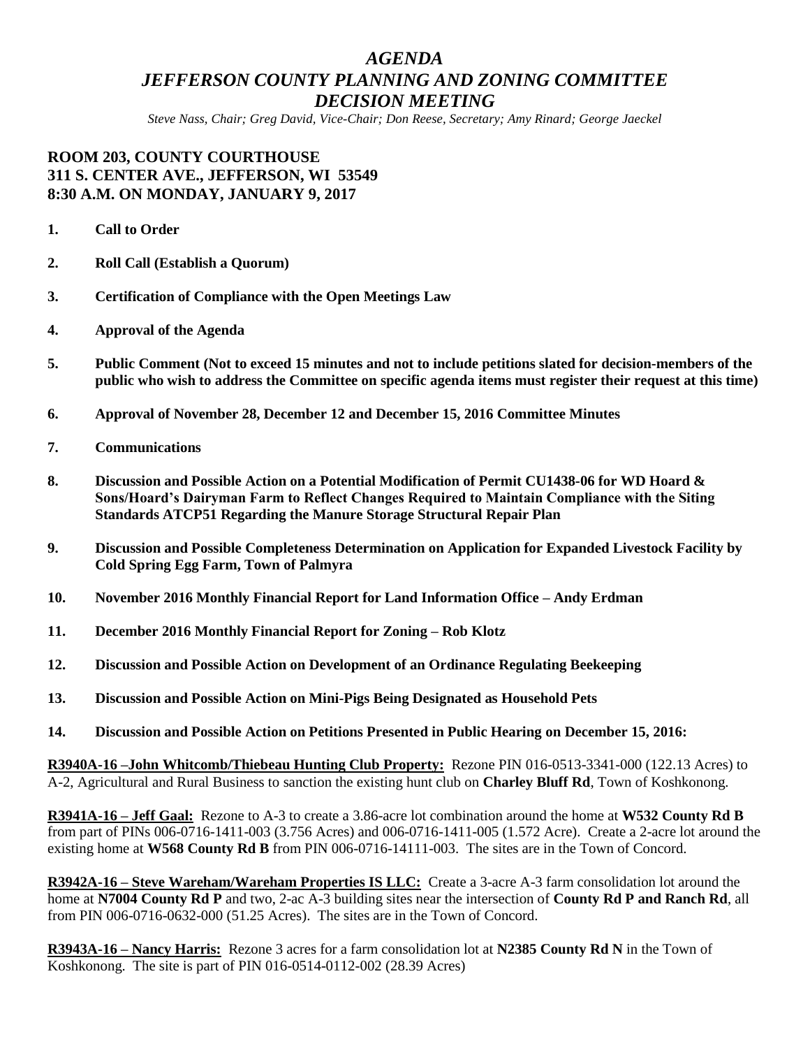# *AGENDA*
# *JEFFERSON COUNTY PLANNING AND ZONING COMMITTEE*
# *DECISION MEETING*

*Steve Nass, Chair; Greg David, Vice-Chair; Don Reese, Secretary; Amy Rinard; George Jaeckel*

**ROOM 203, COUNTY COURTHOUSE**
**311 S. CENTER AVE., JEFFERSON, WI 53549**
**8:30 A.M. ON MONDAY, JANUARY 9, 2017**

1. **Call to Order**

2. **Roll Call (Establish a Quorum)**

3. **Certification of Compliance with the Open Meetings Law**

4. **Approval of the Agenda**

5. **Public Comment (Not to exceed 15 minutes and not to include petitions slated for decision-members of the public who wish to address the Committee on specific agenda items must register their request at this time)**

6. **Approval of November 28, December 12 and December 15, 2016 Committee Minutes**

7. **Communications**

8. **Discussion and Possible Action on a Potential Modification of Permit CU1438-06 for WD Hoard & Sons/Hoard's Dairyman Farm to Reflect Changes Required to Maintain Compliance with the Siting Standards ATCP51 Regarding the Manure Storage Structural Repair Plan**

9. **Discussion and Possible Completeness Determination on Application for Expanded Livestock Facility by Cold Spring Egg Farm, Town of Palmyra**

10. **November 2016 Monthly Financial Report for Land Information Office – Andy Erdman**

11. **December 2016 Monthly Financial Report for Zoning – Rob Klotz**

12. **Discussion and Possible Action on Development of an Ordinance Regulating Beekeeping**

13. **Discussion and Possible Action on Mini-Pigs Being Designated as Household Pets**

14. **Discussion and Possible Action on Petitions Presented in Public Hearing on December 15, 2016:**

**R3940A-16 –John Whitcomb/Thiebeau Hunting Club Property:** Rezone PIN 016-0513-3341-000 (122.13 Acres) to A-2, Agricultural and Rural Business to sanction the existing hunt club on **Charley Bluff Rd**, Town of Koshkonong.

**R3941A-16 – Jeff Gaal:** Rezone to A-3 to create a 3.86-acre lot combination around the home at **W532 County Rd B** from part of PINs 006-0716-1411-003 (3.756 Acres) and 006-0716-1411-005 (1.572 Acre). Create a 2-acre lot around the existing home at **W568 County Rd B** from PIN 006-0716-14111-003. The sites are in the Town of Concord.

**R3942A-16 – Steve Wareham/Wareham Properties IS LLC:** Create a 3-acre A-3 farm consolidation lot around the home at **N7004 County Rd P** and two, 2-ac A-3 building sites near the intersection of **County Rd P and Ranch Rd**, all from PIN 006-0716-0632-000 (51.25 Acres). The sites are in the Town of Concord.

**R3943A-16 – Nancy Harris:** Rezone 3 acres for a farm consolidation lot at **N2385 County Rd N** in the Town of Koshkonong. The site is part of PIN 016-0514-0112-002 (28.39 Acres)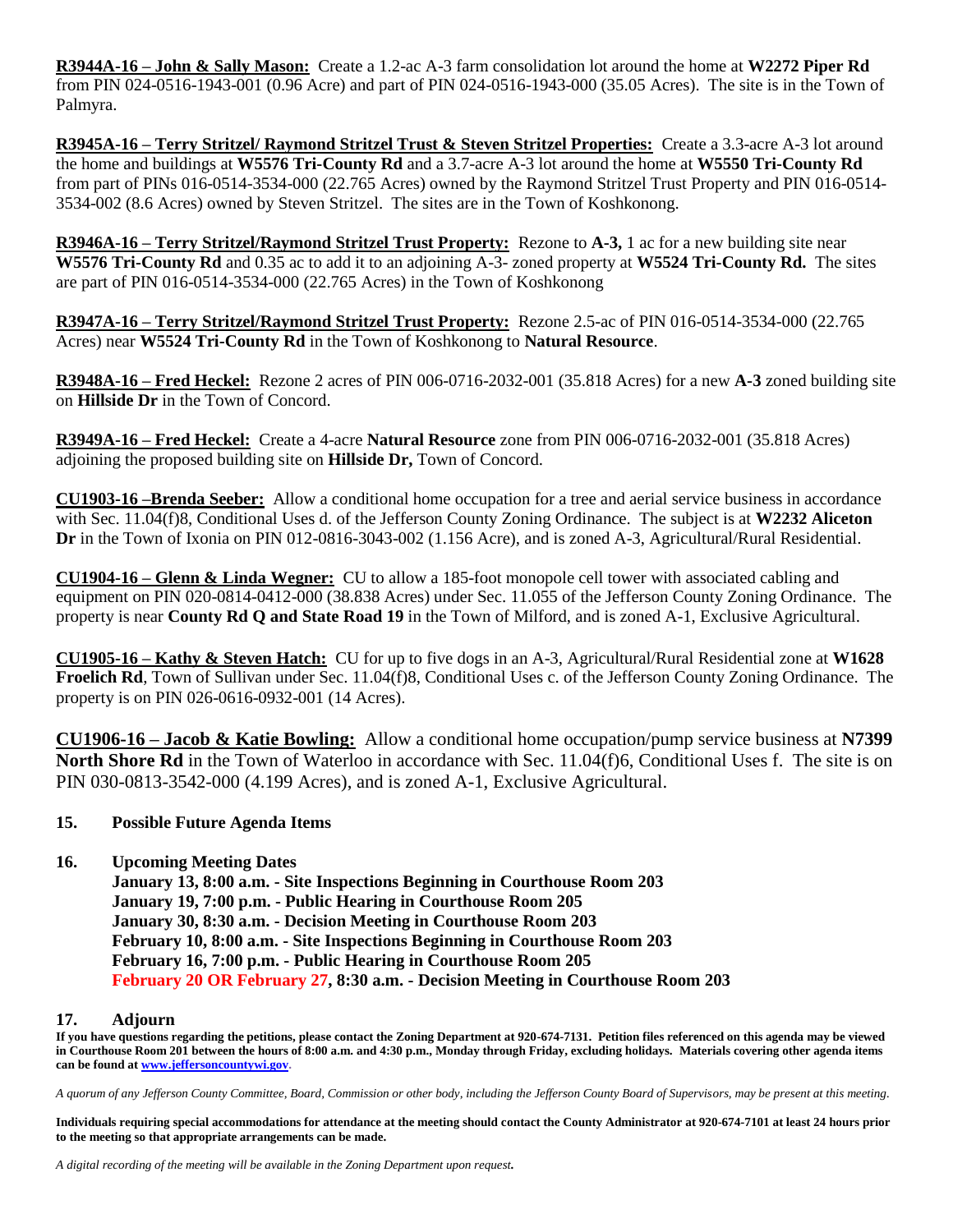**R3944A-16 – John & Sally Mason:** Create a 1.2-ac A-3 farm consolidation lot around the home at **W2272 Piper Rd** from PIN 024-0516-1943-001 (0.96 Acre) and part of PIN 024-0516-1943-000 (35.05 Acres). The site is in the Town of Palmyra.

**R3945A-16 – Terry Stritzel/ Raymond Stritzel Trust & Steven Stritzel Properties:** Create a 3.3-acre A-3 lot around the home and buildings at **W5576 Tri-County Rd** and a 3.7-acre A-3 lot around the home at **W5550 Tri-County Rd** from part of PINs 016-0514-3534-000 (22.765 Acres) owned by the Raymond Stritzel Trust Property and PIN 016-0514-3534-002 (8.6 Acres) owned by Steven Stritzel. The sites are in the Town of Koshkonong.

**R3946A-16 – Terry Stritzel/Raymond Stritzel Trust Property:** Rezone to **A-3,** 1 ac for a new building site near **W5576 Tri-County Rd** and 0.35 ac to add it to an adjoining A-3- zoned property at **W5524 Tri-County Rd.** The sites are part of PIN 016-0514-3534-000 (22.765 Acres) in the Town of Koshkonong

**R3947A-16 – Terry Stritzel/Raymond Stritzel Trust Property:** Rezone 2.5-ac of PIN 016-0514-3534-000 (22.765 Acres) near **W5524 Tri-County Rd** in the Town of Koshkonong to **Natural Resource**.

**R3948A-16 – Fred Heckel:** Rezone 2 acres of PIN 006-0716-2032-001 (35.818 Acres) for a new **A-3** zoned building site on **Hillside Dr** in the Town of Concord.

**R3949A-16 – Fred Heckel:** Create a 4-acre **Natural Resource** zone from PIN 006-0716-2032-001 (35.818 Acres) adjoining the proposed building site on **Hillside Dr,** Town of Concord.

**CU1903-16 –Brenda Seeber:** Allow a conditional home occupation for a tree and aerial service business in accordance with Sec. 11.04(f)8, Conditional Uses d. of the Jefferson County Zoning Ordinance. The subject is at **W2232 Aliceton Dr** in the Town of Ixonia on PIN 012-0816-3043-002 (1.156 Acre), and is zoned A-3, Agricultural/Rural Residential.

**CU1904-16 – Glenn & Linda Wegner:** CU to allow a 185-foot monopole cell tower with associated cabling and equipment on PIN 020-0814-0412-000 (38.838 Acres) under Sec. 11.055 of the Jefferson County Zoning Ordinance. The property is near **County Rd Q and State Road 19** in the Town of Milford, and is zoned A-1, Exclusive Agricultural.

**CU1905-16 – Kathy & Steven Hatch:** CU for up to five dogs in an A-3, Agricultural/Rural Residential zone at **W1628 Froelich Rd**, Town of Sullivan under Sec. 11.04(f)8, Conditional Uses c. of the Jefferson County Zoning Ordinance. The property is on PIN 026-0616-0932-001 (14 Acres).

**CU1906-16 – Jacob & Katie Bowling:** Allow a conditional home occupation/pump service business at **N7399 North Shore Rd** in the Town of Waterloo in accordance with Sec. 11.04(f)6, Conditional Uses f. The site is on PIN 030-0813-3542-000 (4.199 Acres), and is zoned A-1, Exclusive Agricultural.

**15. Possible Future Agenda Items**

**16. Upcoming Meeting Dates**

**January 13, 8:00 a.m. - Site Inspections Beginning in Courthouse Room 203**
**January 19, 7:00 p.m. - Public Hearing in Courthouse Room 205**
**January 30, 8:30 a.m. - Decision Meeting in Courthouse Room 203**
**February 10, 8:00 a.m. - Site Inspections Beginning in Courthouse Room 203**
**February 16, 7:00 p.m. - Public Hearing in Courthouse Room 205**
**February 20 OR February 27, 8:30 a.m. - Decision Meeting in Courthouse Room 203**

**17. Adjourn**

**If you have questions regarding the petitions, please contact the Zoning Department at 920-674-7131. Petition files referenced on this agenda may be viewed in Courthouse Room 201 between the hours of 8:00 a.m. and 4:30 p.m., Monday through Friday, excluding holidays. Materials covering other agenda items can be found at www.jeffersoncountywi.gov.**

*A quorum of any Jefferson County Committee, Board, Commission or other body, including the Jefferson County Board of Supervisors, may be present at this meeting.*

**Individuals requiring special accommodations for attendance at the meeting should contact the County Administrator at 920-674-7101 at least 24 hours prior to the meeting so that appropriate arrangements can be made.**

*A digital recording of the meeting will be available in the Zoning Department upon request.*